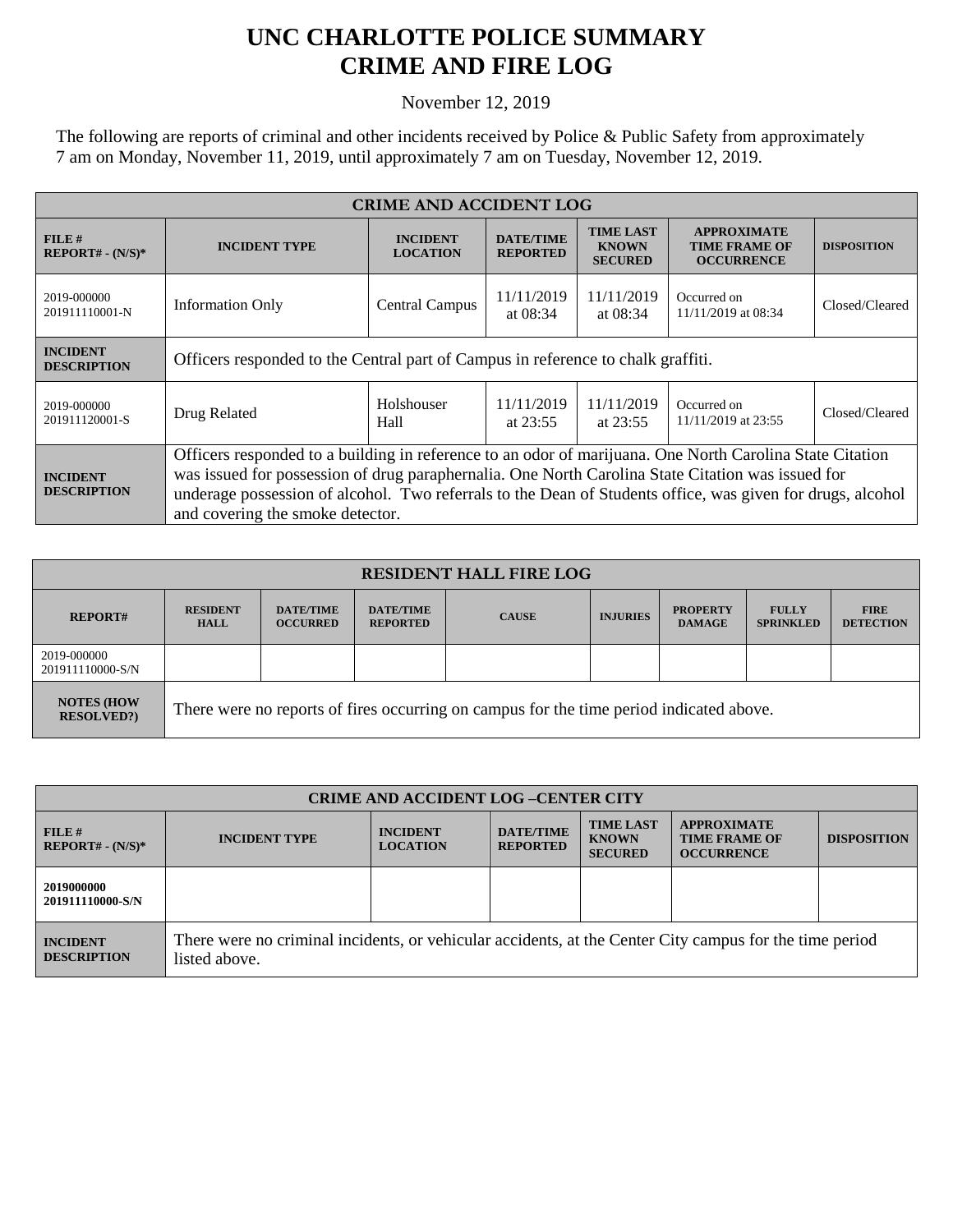# UNC CHARLOTTE POLICE SUMMARY
# CRIME AND FIRE LOG

November 12, 2019

The following are reports of criminal and other incidents received by Police & Public Safety from approximately 7 am on Monday, November 11, 2019, until approximately 7 am on Tuesday, November 12, 2019.

| CRIME AND ACCIDENT LOG | | | | | | |
|---|---|---|---|---|---|---|
| **FILE # REPORT# - (N/S)*** | **INCIDENT TYPE** | **INCIDENT LOCATION** | **DATE/TIME REPORTED** | **TIME LAST KNOWN SECURED** | **APPROXIMATE TIME FRAME OF OCCURRENCE** | **DISPOSITION** |
| 2019-000000 201911110001-N | Information Only | Central Campus | 11/11/2019 at 08:34 | 11/11/2019 at 08:34 | Occurred on 11/11/2019 at 08:34 | Closed/Cleared |
| **INCIDENT DESCRIPTION** | Officers responded to the Central part of Campus in reference to chalk graffiti. | | | | | |
| 2019-000000 201911120001-S | Drug Related | Holshouser Hall | 11/11/2019 at 23:55 | 11/11/2019 at 23:55 | Occurred on 11/11/2019 at 23:55 | Closed/Cleared |
| **INCIDENT DESCRIPTION** | Officers responded to a building in reference to an odor of marijuana. One North Carolina State Citation was issued for possession of drug paraphernalia. One North Carolina State Citation was issued for underage possession of alcohol. Two referrals to the Dean of Students office, was given for drugs, alcohol and covering the smoke detector. | | | | | |

| RESIDENT HALL FIRE LOG | | | | | | | | |
|---|---|---|---|---|---|---|---|---|
| **REPORT#** | **RESIDENT HALL** | **DATE/TIME OCCURRED** | **DATE/TIME REPORTED** | **CAUSE** | **INJURIES** | **PROPERTY DAMAGE** | **FULLY SPRINKLED** | **FIRE DETECTION** |
| 2019-000000 201911110000-S/N | | | | | | | | |
| **NOTES (HOW RESOLVED?)** | There were no reports of fires occurring on campus for the time period indicated above. | | | | | | | |

| CRIME AND ACCIDENT LOG –CENTER CITY | | | | | | |
|---|---|---|---|---|---|---|
| **FILE # REPORT# - (N/S)*** | **INCIDENT TYPE** | **INCIDENT LOCATION** | **DATE/TIME REPORTED** | **TIME LAST KNOWN SECURED** | **APPROXIMATE TIME FRAME OF OCCURRENCE** | **DISPOSITION** |
| **2019000000 201911110000-S/N** | | | | | | |
| **INCIDENT DESCRIPTION** | There were no criminal incidents, or vehicular accidents, at the Center City campus for the time period listed above. | | | | | |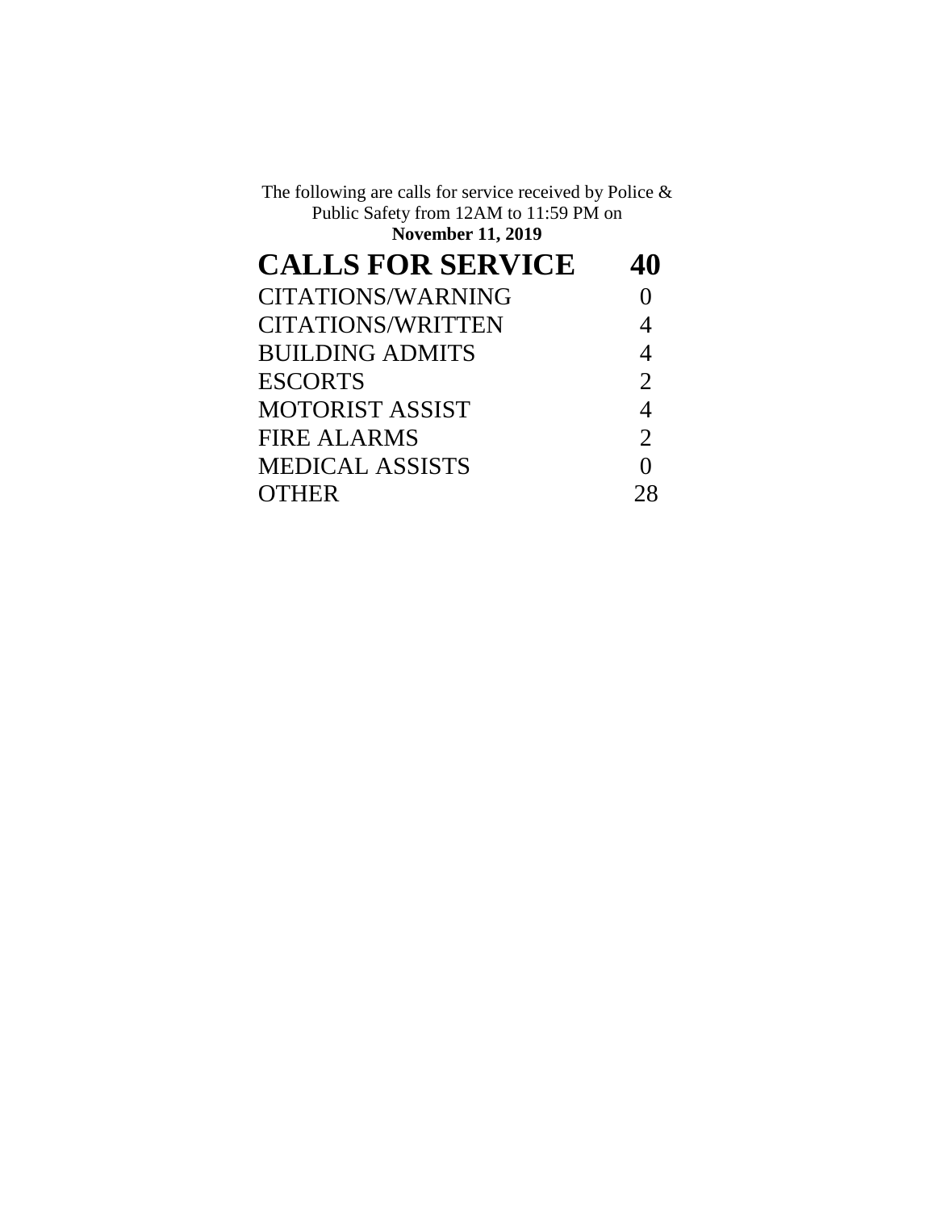The following are calls for service received by Police & Public Safety from 12AM to 11:59 PM on

**November 11, 2019**

| | |
|---|---|
| **CALLS FOR SERVICE** | **40** |
| CITATIONS/WARNING | 0 |
| CITATIONS/WRITTEN | 4 |
| BUILDING ADMITS | 4 |
| ESCORTS | 2 |
| MOTORIST ASSIST | 4 |
| FIRE ALARMS | 2 |
| MEDICAL ASSISTS | 0 |
| OTHER | 28 |